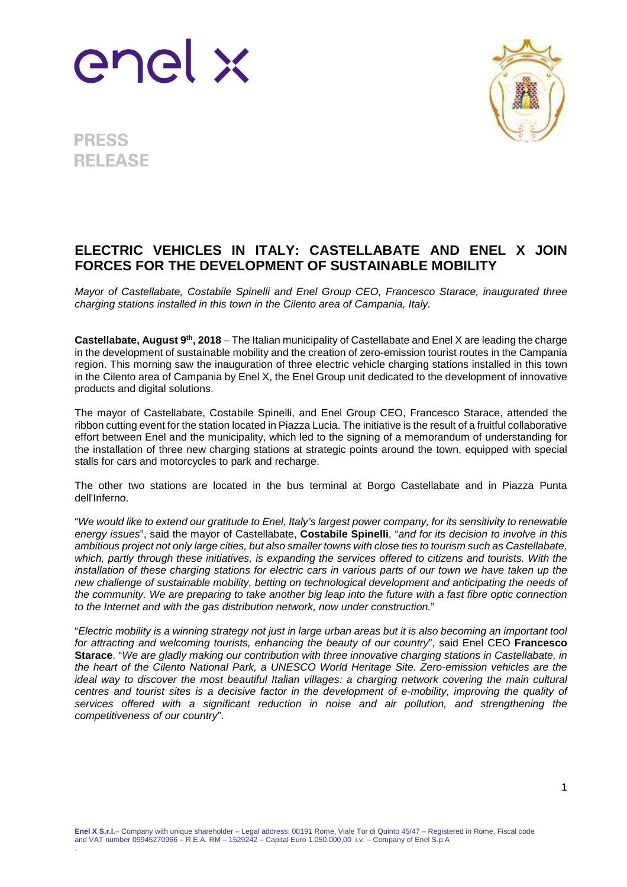PRESS RELEASE

# ELECTRIC VEHICLES IN ITALY: CASTELLABATE AND ENEL X JOIN FORCES FOR THE DEVELOPMENT OF SUSTAINABLE MOBILITY

*Mayor of Castellabate, Costabile Spinelli and Enel Group CEO, Francesco Starace, inaugurated three charging stations installed in this town in the Cilento area of Campania, Italy.*

**Castellabate, August 9th, 2018** – The Italian municipality of Castellabate and Enel X are leading the charge in the development of sustainable mobility and the creation of zero-emission tourist routes in the Campania region. This morning saw the inauguration of three electric vehicle charging stations installed in this town in the Cilento area of Campania by Enel X, the Enel Group unit dedicated to the development of innovative products and digital solutions.

The mayor of Castellabate, Costabile Spinelli, and Enel Group CEO, Francesco Starace, attended the ribbon cutting event for the station located in Piazza Lucia. The initiative is the result of a fruitful collaborative effort between Enel and the municipality, which led to the signing of a memorandum of understanding for the installation of three new charging stations at strategic points around the town, equipped with special stalls for cars and motorcycles to park and recharge.

The other two stations are located in the bus terminal at Borgo Castellabate and in Piazza Punta dell'Inferno.

"*We would like to extend our gratitude to Enel, Italy's largest power company, for its sensitivity to renewable energy issues*", said the mayor of Castellabate, **Costabile Spinelli**, "*and for its decision to involve in this ambitious project not only large cities, but also smaller towns with close ties to tourism such as Castellabate, which, partly through these initiatives, is expanding the services offered to citizens and tourists. With the installation of these charging stations for electric cars in various parts of our town we have taken up the new challenge of sustainable mobility, betting on technological development and anticipating the needs of the community. We are preparing to take another big leap into the future with a fast fibre optic connection to the Internet and with the gas distribution network, now under construction.*"

"*Electric mobility is a winning strategy not just in large urban areas but it is also becoming an important tool for attracting and welcoming tourists, enhancing the beauty of our country*", said Enel CEO **Francesco Starace**. "*We are gladly making our contribution with three innovative charging stations in Castellabate, in the heart of the Cilento National Park, a UNESCO World Heritage Site. Zero-emission vehicles are the ideal way to discover the most beautiful Italian villages: a charging network covering the main cultural centres and tourist sites is a decisive factor in the development of e-mobility, improving the quality of services offered with a significant reduction in noise and air pollution, and strengthening the competitiveness of our country*".

**Enel X S.r.l.**– Company with unique shareholder – Legal address: 00191 Rome, Viale Tor di Quinto 45/47 – Registered in Rome, Fiscal code and VAT number 09945270966 – R.E.A. RM – 1529242 – Capital Euro 1.050.000,00 i.v. – Company of Enel S.p.A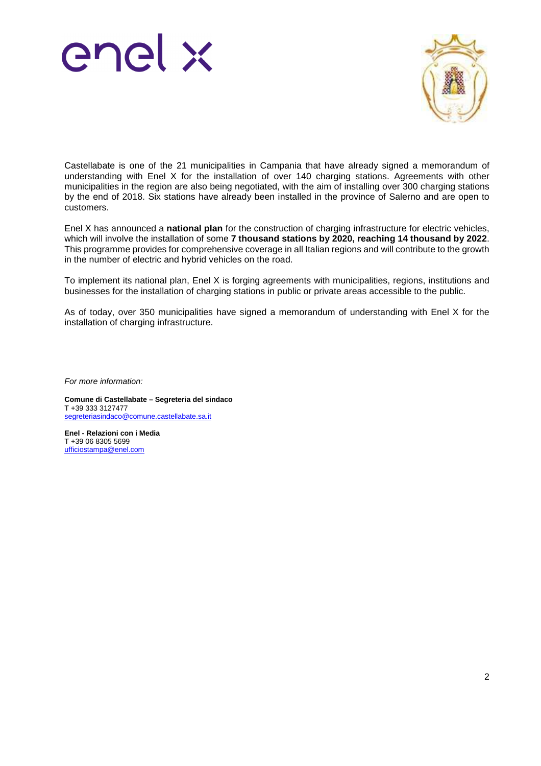Castellabate is one of the 21 municipalities in Campania that have already signed a memorandum of understanding with Enel X for the installation of over 140 charging stations. Agreements with other municipalities in the region are also being negotiated, with the aim of installing over 300 charging stations by the end of 2018. Six stations have already been installed in the province of Salerno and are open to customers.

Enel X has announced a **national plan** for the construction of charging infrastructure for electric vehicles, which will involve the installation of some **7 thousand stations by 2020, reaching 14 thousand by 2022**. This programme provides for comprehensive coverage in all Italian regions and will contribute to the growth in the number of electric and hybrid vehicles on the road.

To implement its national plan, Enel X is forging agreements with municipalities, regions, institutions and businesses for the installation of charging stations in public or private areas accessible to the public.

As of today, over 350 municipalities have signed a memorandum of understanding with Enel X for the installation of charging infrastructure.

*For more information:*

**Comune di Castellabate – Segreteria del sindaco**
T +39 333 3127477
segreteriasindaco@comune.castellabate.sa.it

**Enel - Relazioni con i Media**
T +39 06 8305 5699
ufficiostampa@enel.com